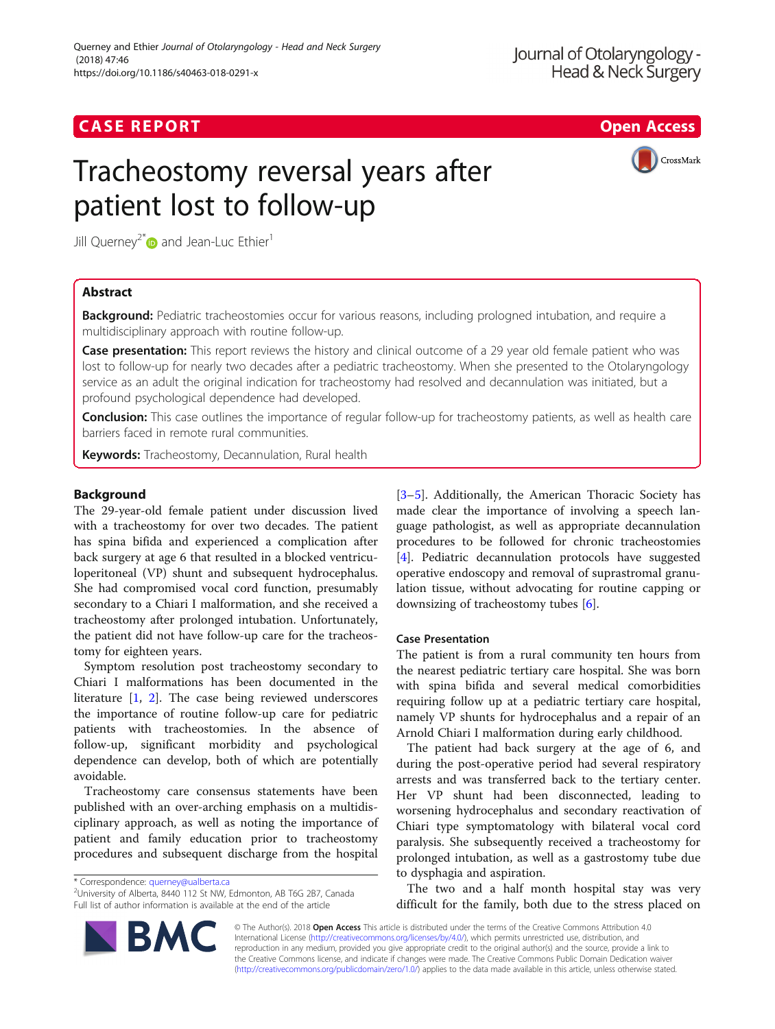CASE REPORT

Open Access

# Tracheostomy reversal years after patient lost to follow-up

Jill Querney[2*] and Jean-Luc Ethier[1]

## Abstract

**Background:** Pediatric tracheostomies occur for various reasons, including prolonged intubation, and require a multidisciplinary approach with routine follow-up.

**Case presentation:** This report reviews the history and clinical outcome of a 29 year old female patient who was lost to follow-up for nearly two decades after a pediatric tracheostomy. When she presented to the Otolaryngology service as an adult the original indication for tracheostomy had resolved and decannulation was initiated, but a profound psychological dependence had developed.

**Conclusion:** This case outlines the importance of regular follow-up for tracheostomy patients, as well as health care barriers faced in remote rural communities.

**Keywords:** Tracheostomy, Decannulation, Rural health

## Background

The 29-year-old female patient under discussion lived with a tracheostomy for over two decades. The patient has spina bifida and experienced a complication after back surgery at age 6 that resulted in a blocked ventriculoperitoneal (VP) shunt and subsequent hydrocephalus. She had compromised vocal cord function, presumably secondary to a Chiari I malformation, and she received a tracheostomy after prolonged intubation. Unfortunately, the patient did not have follow-up care for the tracheostomy for eighteen years.

Symptom resolution post tracheostomy secondary to Chiari I malformations has been documented in the literature [1, 2]. The case being reviewed underscores the importance of routine follow-up care for pediatric patients with tracheostomies. In the absence of follow-up, significant morbidity and psychological dependence can develop, both of which are potentially avoidable.

Tracheostomy care consensus statements have been published with an over-arching emphasis on a multidisciplinary approach, as well as noting the importance of patient and family education prior to tracheostomy procedures and subsequent discharge from the hospital [3–5]. Additionally, the American Thoracic Society has made clear the importance of involving a speech language pathologist, as well as appropriate decannulation procedures to be followed for chronic tracheostomies [4]. Pediatric decannulation protocols have suggested operative endoscopy and removal of suprastromal granulation tissue, without advocating for routine capping or downsizing of tracheostomy tubes [6].

### Case Presentation

The patient is from a rural community ten hours from the nearest pediatric tertiary care hospital. She was born with spina bifida and several medical comorbidities requiring follow up at a pediatric tertiary care hospital, namely VP shunts for hydrocephalus and a repair of an Arnold Chiari I malformation during early childhood.

The patient had back surgery at the age of 6, and during the post-operative period had several respiratory arrests and was transferred back to the tertiary center. Her VP shunt had been disconnected, leading to worsening hydrocephalus and secondary reactivation of Chiari type symptomatology with bilateral vocal cord paralysis. She subsequently received a tracheostomy for prolonged intubation, as well as a gastrostomy tube due to dysphagia and aspiration.

The two and a half month hospital stay was very difficult for the family, both due to the stress placed on

\* Correspondence: querney@ualberta.ca
[2]University of Alberta, 8440 112 St NW, Edmonton, AB T6G 2B7, Canada
Full list of author information is available at the end of the article

© The Author(s). 2018 **Open Access** This article is distributed under the terms of the Creative Commons Attribution 4.0 International License (http://creativecommons.org/licenses/by/4.0/), which permits unrestricted use, distribution, and reproduction in any medium, provided you give appropriate credit to the original author(s) and the source, provide a link to the Creative Commons license, and indicate if changes were made. The Creative Commons Public Domain Dedication waiver (http://creativecommons.org/publicdomain/zero/1.0/) applies to the data made available in this article, unless otherwise stated.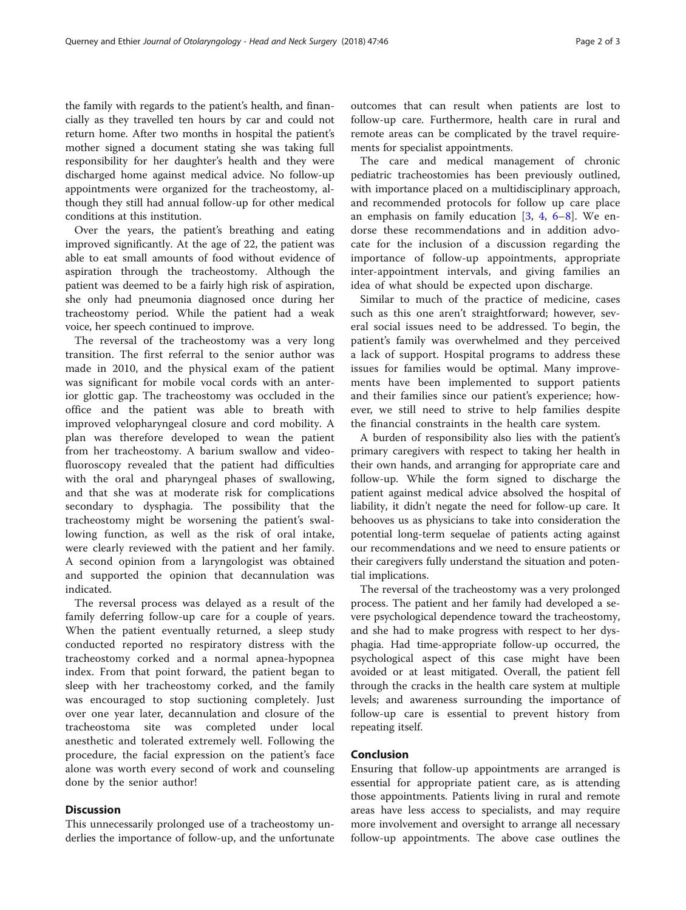the family with regards to the patient's health, and financially as they travelled ten hours by car and could not return home. After two months in hospital the patient's mother signed a document stating she was taking full responsibility for her daughter's health and they were discharged home against medical advice. No follow-up appointments were organized for the tracheostomy, although they still had annual follow-up for other medical conditions at this institution.

Over the years, the patient's breathing and eating improved significantly. At the age of 22, the patient was able to eat small amounts of food without evidence of aspiration through the tracheostomy. Although the patient was deemed to be a fairly high risk of aspiration, she only had pneumonia diagnosed once during her tracheostomy period. While the patient had a weak voice, her speech continued to improve.

The reversal of the tracheostomy was a very long transition. The first referral to the senior author was made in 2010, and the physical exam of the patient was significant for mobile vocal cords with an anterior glottic gap. The tracheostomy was occluded in the office and the patient was able to breath with improved velopharyngeal closure and cord mobility. A plan was therefore developed to wean the patient from her tracheostomy. A barium swallow and videofluoroscopy revealed that the patient had difficulties with the oral and pharyngeal phases of swallowing, and that she was at moderate risk for complications secondary to dysphagia. The possibility that the tracheostomy might be worsening the patient's swallowing function, as well as the risk of oral intake, were clearly reviewed with the patient and her family. A second opinion from a laryngologist was obtained and supported the opinion that decannulation was indicated.

The reversal process was delayed as a result of the family deferring follow-up care for a couple of years. When the patient eventually returned, a sleep study conducted reported no respiratory distress with the tracheostomy corked and a normal apnea-hypopnea index. From that point forward, the patient began to sleep with her tracheostomy corked, and the family was encouraged to stop suctioning completely. Just over one year later, decannulation and closure of the tracheostoma site was completed under local anesthetic and tolerated extremely well. Following the procedure, the facial expression on the patient's face alone was worth every second of work and counseling done by the senior author!

## Discussion

This unnecessarily prolonged use of a tracheostomy underlies the importance of follow-up, and the unfortunate outcomes that can result when patients are lost to follow-up care. Furthermore, health care in rural and remote areas can be complicated by the travel requirements for specialist appointments.

The care and medical management of chronic pediatric tracheostomies has been previously outlined, with importance placed on a multidisciplinary approach, and recommended protocols for follow up care place an emphasis on family education [3, 4, 6–8]. We endorse these recommendations and in addition advocate for the inclusion of a discussion regarding the importance of follow-up appointments, appropriate inter-appointment intervals, and giving families an idea of what should be expected upon discharge.

Similar to much of the practice of medicine, cases such as this one aren't straightforward; however, several social issues need to be addressed. To begin, the patient's family was overwhelmed and they perceived a lack of support. Hospital programs to address these issues for families would be optimal. Many improvements have been implemented to support patients and their families since our patient's experience; however, we still need to strive to help families despite the financial constraints in the health care system.

A burden of responsibility also lies with the patient's primary caregivers with respect to taking her health in their own hands, and arranging for appropriate care and follow-up. While the form signed to discharge the patient against medical advice absolved the hospital of liability, it didn't negate the need for follow-up care. It behooves us as physicians to take into consideration the potential long-term sequelae of patients acting against our recommendations and we need to ensure patients or their caregivers fully understand the situation and potential implications.

The reversal of the tracheostomy was a very prolonged process. The patient and her family had developed a severe psychological dependence toward the tracheostomy, and she had to make progress with respect to her dysphagia. Had time-appropriate follow-up occurred, the psychological aspect of this case might have been avoided or at least mitigated. Overall, the patient fell through the cracks in the health care system at multiple levels; and awareness surrounding the importance of follow-up care is essential to prevent history from repeating itself.

## Conclusion

Ensuring that follow-up appointments are arranged is essential for appropriate patient care, as is attending those appointments. Patients living in rural and remote areas have less access to specialists, and may require more involvement and oversight to arrange all necessary follow-up appointments. The above case outlines the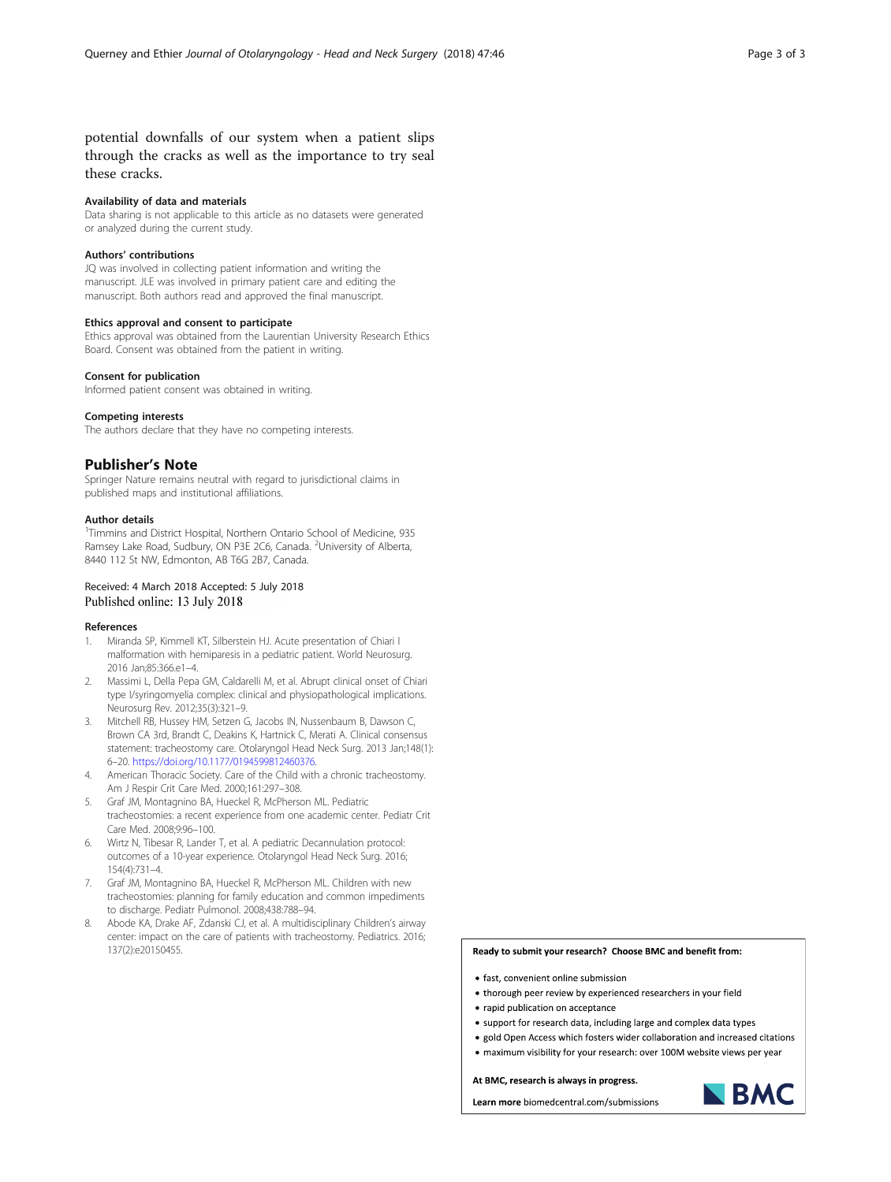potential downfalls of our system when a patient slips through the cracks as well as the importance to try seal these cracks.

### Availability of data and materials

Data sharing is not applicable to this article as no datasets were generated or analyzed during the current study.

### Authors' contributions

JQ was involved in collecting patient information and writing the manuscript. JLE was involved in primary patient care and editing the manuscript. Both authors read and approved the final manuscript.

### Ethics approval and consent to participate

Ethics approval was obtained from the Laurentian University Research Ethics Board. Consent was obtained from the patient in writing.

### Consent for publication

Informed patient consent was obtained in writing.

### Competing interests

The authors declare that they have no competing interests.

## Publisher's Note

Springer Nature remains neutral with regard to jurisdictional claims in published maps and institutional affiliations.

### Author details

[1]Timmins and District Hospital, Northern Ontario School of Medicine, 935 Ramsey Lake Road, Sudbury, ON P3E 2C6, Canada. [2]University of Alberta, 8440 112 St NW, Edmonton, AB T6G 2B7, Canada.

Received: 4 March 2018 Accepted: 5 July 2018
Published online: 13 July 2018

### References

1. Miranda SP, Kimmell KT, Silberstein HJ. Acute presentation of Chiari I malformation with hemiparesis in a pediatric patient. World Neurosurg. 2016 Jan;85:366.e1–4.
2. Massimi L, Della Pepa GM, Caldarelli M, et al. Abrupt clinical onset of Chiari type I/syringomyelia complex: clinical and physiopathological implications. Neurosurg Rev. 2012;35(3):321–9.
3. Mitchell RB, Hussey HM, Setzen G, Jacobs IN, Nussenbaum B, Dawson C, Brown CA 3rd, Brandt C, Deakins K, Hartnick C, Merati A. Clinical consensus statement: tracheostomy care. Otolaryngol Head Neck Surg. 2013 Jan;148(1): 6–20. https://doi.org/10.1177/0194599812460376.
4. American Thoracic Society. Care of the Child with a chronic tracheostomy. Am J Respir Crit Care Med. 2000;161:297–308.
5. Graf JM, Montagnino BA, Hueckel R, McPherson ML. Pediatric tracheostomies: a recent experience from one academic center. Pediatr Crit Care Med. 2008;9:96–100.
6. Wirtz N, Tibesar R, Lander T, et al. A pediatric Decannulation protocol: outcomes of a 10-year experience. Otolaryngol Head Neck Surg. 2016; 154(4):731–4.
7. Graf JM, Montagnino BA, Hueckel R, McPherson ML. Children with new tracheostomies: planning for family education and common impediments to discharge. Pediatr Pulmonol. 2008;438:788–94.
8. Abode KA, Drake AF, Zdanski CJ, et al. A multidisciplinary Children's airway center: impact on the care of patients with tracheostomy. Pediatrics. 2016; 137(2):e20150455.

**Ready to submit your research? Choose BMC and benefit from:**

- fast, convenient online submission
- thorough peer review by experienced researchers in your field
- rapid publication on acceptance
- support for research data, including large and complex data types
- gold Open Access which fosters wider collaboration and increased citations
- maximum visibility for your research: over 100M website views per year

**At BMC, research is always in progress.**

**Learn more** biomedcentral.com/submissions